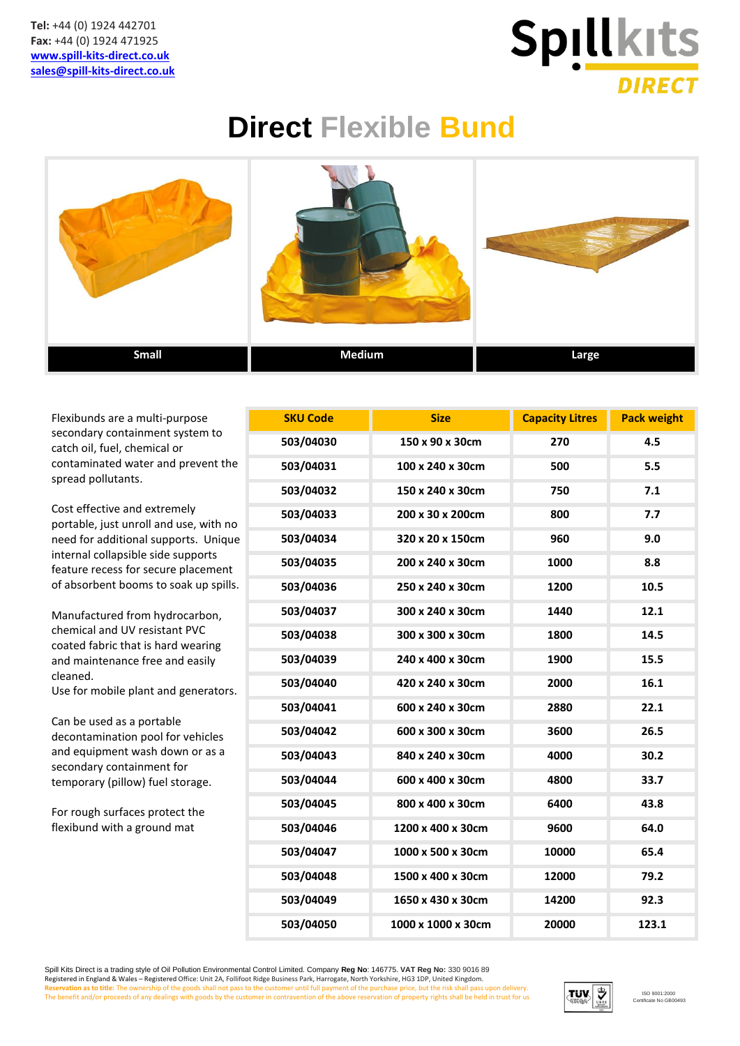**Tel:** +44 (0) 1924 442701
**Fax:** +44 (0) 1924 471925
[www.spill-kits-direct.co.uk](http://www.spill-kits-direct.co.uk)
[sales@spill-kits-direct.co.uk](mailto:sales@spill-kits-direct.co.uk)

Spillkits DIRECT

# Direct Flexible Bund

| Small | Medium | Large |
|---|---|---|

Flexibunds are a multi-purpose secondary containment system to catch oil, fuel, chemical or contaminated water and prevent the spread pollutants.

Cost effective and extremely portable, just unroll and use, with no need for additional supports. Unique internal collapsible side supports feature recess for secure placement of absorbent booms to soak up spills.

Manufactured from hydrocarbon, chemical and UV resistant PVC coated fabric that is hard wearing and maintenance free and easily cleaned.
Use for mobile plant and generators.

Can be used as a portable decontamination pool for vehicles and equipment wash down or as a secondary containment for temporary (pillow) fuel storage.

For rough surfaces protect the flexibund with a ground mat

| SKU Code | Size | Capacity Litres | Pack weight |
|---|---|---|---|
| 503/04030 | 150 x 90 x 30cm | 270 | 4.5 |
| 503/04031 | 100 x 240 x 30cm | 500 | 5.5 |
| 503/04032 | 150 x 240 x 30cm | 750 | 7.1 |
| 503/04033 | 200 x 30 x 200cm | 800 | 7.7 |
| 503/04034 | 320 x 20 x 150cm | 960 | 9.0 |
| 503/04035 | 200 x 240 x 30cm | 1000 | 8.8 |
| 503/04036 | 250 x 240 x 30cm | 1200 | 10.5 |
| 503/04037 | 300 x 240 x 30cm | 1440 | 12.1 |
| 503/04038 | 300 x 300 x 30cm | 1800 | 14.5 |
| 503/04039 | 240 x 400 x 30cm | 1900 | 15.5 |
| 503/04040 | 420 x 240 x 30cm | 2000 | 16.1 |
| 503/04041 | 600 x 240 x 30cm | 2880 | 22.1 |
| 503/04042 | 600 x 300 x 30cm | 3600 | 26.5 |
| 503/04043 | 840 x 240 x 30cm | 4000 | 30.2 |
| 503/04044 | 600 x 400 x 30cm | 4800 | 33.7 |
| 503/04045 | 800 x 400 x 30cm | 6400 | 43.8 |
| 503/04046 | 1200 x 400 x 30cm | 9600 | 64.0 |
| 503/04047 | 1000 x 500 x 30cm | 10000 | 65.4 |
| 503/04048 | 1500 x 400 x 30cm | 12000 | 79.2 |
| 503/04049 | 1650 x 430 x 30cm | 14200 | 92.3 |
| 503/04050 | 1000 x 1000 x 30cm | 20000 | 123.1 |

Spill Kits Direct is a trading style of Oil Pollution Environmental Control Limited. Company **Reg No**: 146775. **VAT Reg No:** 330 9016 89
Registered in England & Wales – Registered Office: Unit 2A, Follifoot Ridge Business Park, Harrogate, North Yorkshire, HG3 1DP, United Kingdom.
**Reservation as to title:** The ownership of the goods shall not pass to the customer until full payment of the purchase price, but the risk shall pass upon delivery. The benefit and/or proceeds of any dealings with goods by the customer in contravention of the above reservation of property rights shall be held in trust for us

ISO 9001:2000
Certificate No GB00493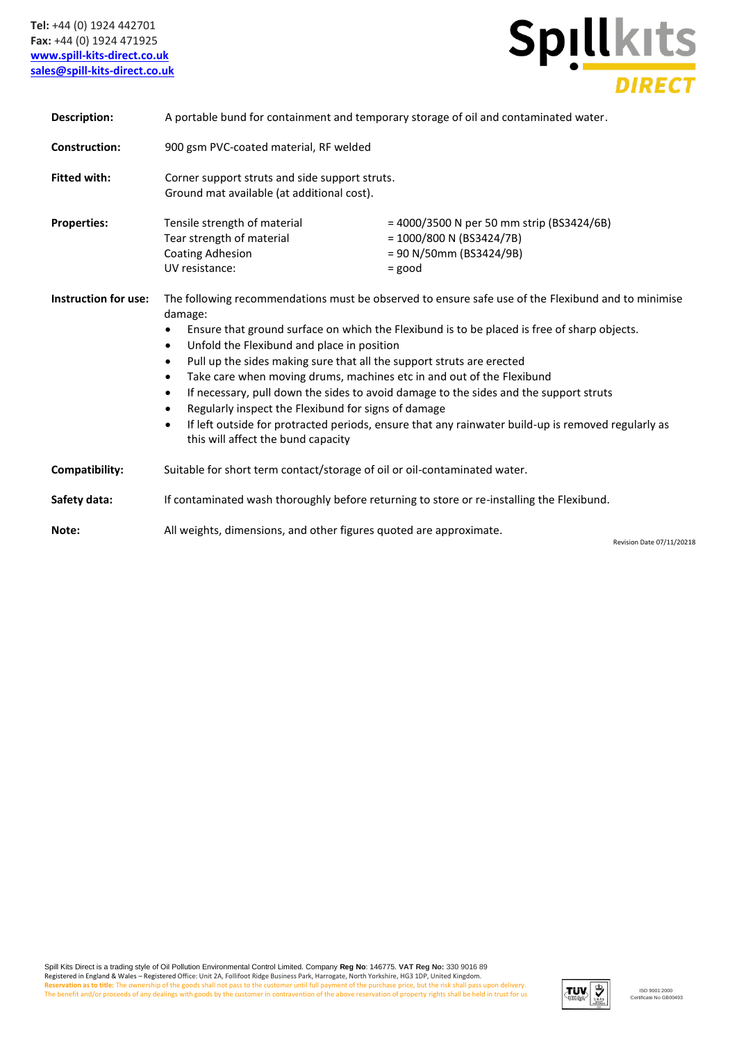| | | |
|---|---|---|
| **Description:** | A portable bund for containment and temporary storage of oil and contaminated water. | |
| **Construction:** | 900 gsm PVC-coated material, RF welded | |
| **Fitted with:** | Corner support struts and side support struts.<br>Ground mat available (at additional cost). | |
| **Properties:** | Tensile strength of material<br>Tear strength of material<br>Coating Adhesion<br>UV resistance: | = 4000/3500 N per 50 mm strip (BS3424/6B)<br>= 1000/800 N (BS3424/7B)<br>= 90 N/50mm (BS3424/9B)<br>= good |

**Instruction for use:** The following recommendations must be observed to ensure safe use of the Flexibund and to minimise damage:

- Ensure that ground surface on which the Flexibund is to be placed is free of sharp objects.
- Unfold the Flexibund and place in position
- Pull up the sides making sure that all the support struts are erected
- Take care when moving drums, machines etc in and out of the Flexibund
- If necessary, pull down the sides to avoid damage to the sides and the support struts
- Regularly inspect the Flexibund for signs of damage
- If left outside for protracted periods, ensure that any rainwater build-up is removed regularly as this will affect the bund capacity

**Compatibility:** Suitable for short term contact/storage of oil or oil-contaminated water.

**Safety data:** If contaminated wash thoroughly before returning to store or re-installing the Flexibund.

**Note:** All weights, dimensions, and other figures quoted are approximate.

Revision Date 07/11/20218

Spill Kits Direct is a trading style of Oil Pollution Environmental Control Limited. Company **Reg No**: 146775. **VAT Reg No:** 330 9016 89
Registered in England & Wales – Registered Office: Unit 2A, Follifoot Ridge Business Park, Harrogate, North Yorkshire, HG3 1DP, United Kingdom.
**Reservation as to title:** The ownership of the goods shall not pass to the customer until full payment of the purchase price, but the risk shall pass upon delivery. The benefit and/or proceeds of any dealings with goods by the customer in contravention of the above reservation of property rights shall be held in trust for us

ISO 9001:2000
Certificate No GB00493